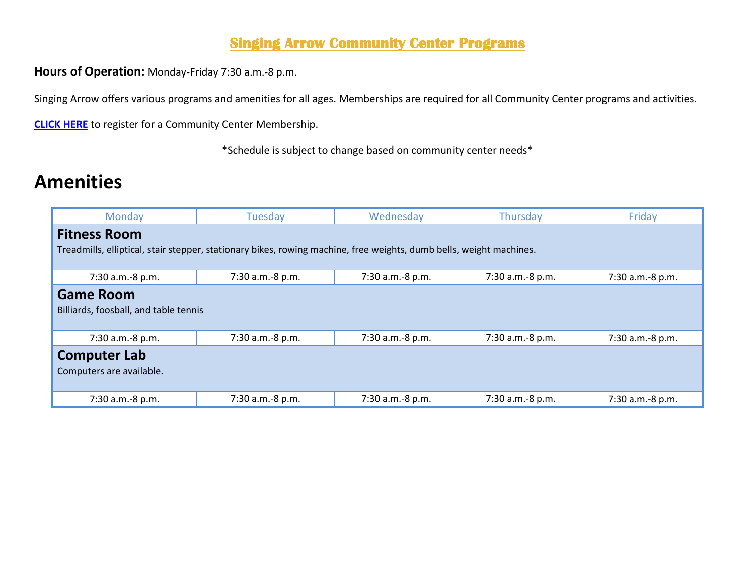# Singing Arrow Community Center Programs

**Hours of Operation:** Monday-Friday 7:30 a.m.-8 p.m.

Singing Arrow offers various programs and amenities for all ages. Memberships are required for all Community Center programs and activities.

**CLICK HERE** to register for a Community Center Membership.

*Schedule is subject to change based on community center needs*

## Amenities

| Monday | Tuesday | Wednesday | Thursday | Friday |
|---|---|---|---|---|
| **Fitness Room**<br>Treadmills, elliptical, stair stepper, stationary bikes, rowing machine, free weights, dumb bells, weight machines. | | | | |
| 7:30 a.m.-8 p.m. | 7:30 a.m.-8 p.m. | 7:30 a.m.-8 p.m. | 7:30 a.m.-8 p.m. | 7:30 a.m.-8 p.m. |
| **Game Room**<br>Billiards, foosball, and table tennis | | | | |
| 7:30 a.m.-8 p.m. | 7:30 a.m.-8 p.m. | 7:30 a.m.-8 p.m. | 7:30 a.m.-8 p.m. | 7:30 a.m.-8 p.m. |
| **Computer Lab**<br>Computers are available. | | | | |
| 7:30 a.m.-8 p.m. | 7:30 a.m.-8 p.m. | 7:30 a.m.-8 p.m. | 7:30 a.m.-8 p.m. | 7:30 a.m.-8 p.m. |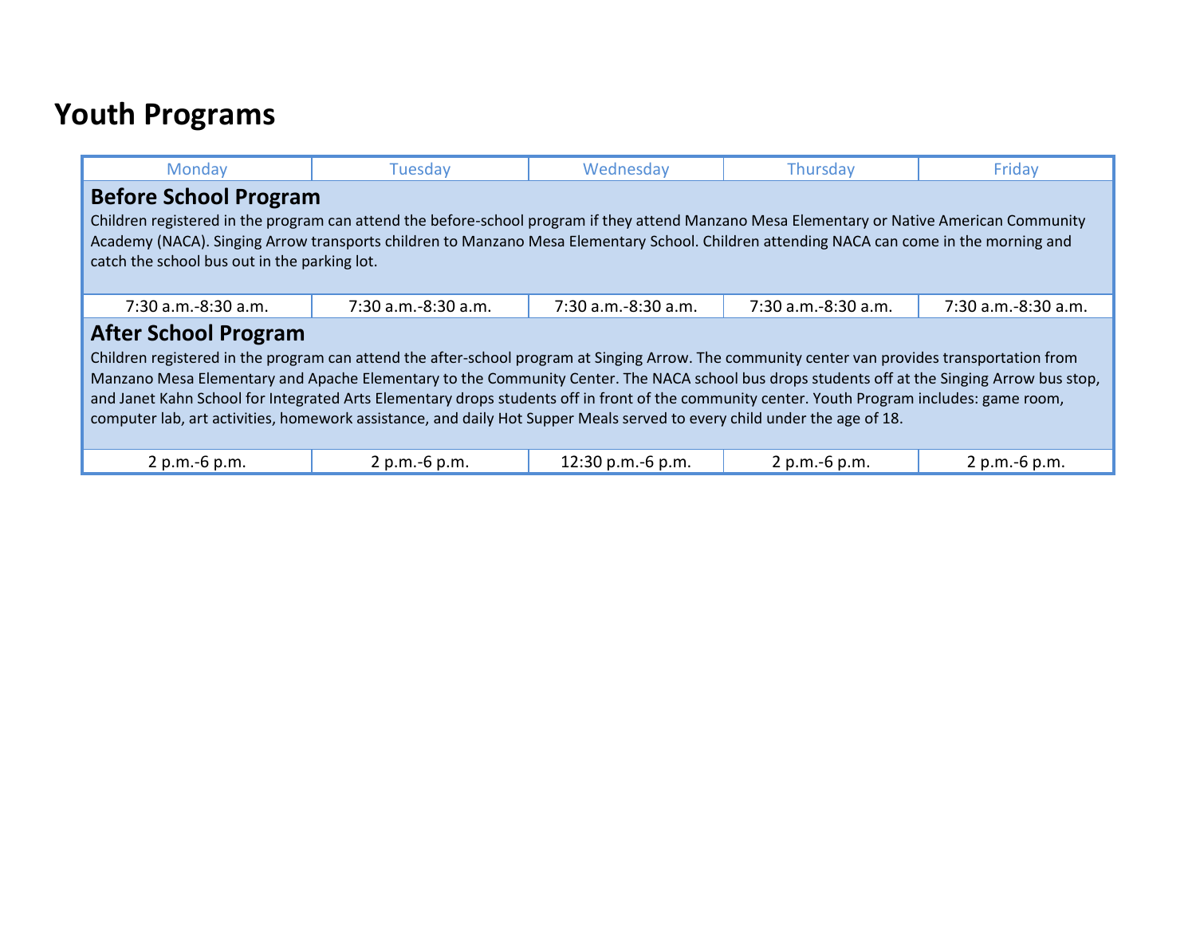# Youth Programs

| Monday | Tuesday | Wednesday | Thursday | Friday |
|---|---|---|---|---|
| **Before School Program** Children registered in the program can attend the before-school program if they attend Manzano Mesa Elementary or Native American Community Academy (NACA). Singing Arrow transports children to Manzano Mesa Elementary School. Children attending NACA can come in the morning and catch the school bus out in the parking lot. | | | | |
| 7:30 a.m.-8:30 a.m. | 7:30 a.m.-8:30 a.m. | 7:30 a.m.-8:30 a.m. | 7:30 a.m.-8:30 a.m. | 7:30 a.m.-8:30 a.m. |
| **After School Program** Children registered in the program can attend the after-school program at Singing Arrow. The community center van provides transportation from Manzano Mesa Elementary and Apache Elementary to the Community Center. The NACA school bus drops students off at the Singing Arrow bus stop, and Janet Kahn School for Integrated Arts Elementary drops students off in front of the community center. Youth Program includes: game room, computer lab, art activities, homework assistance, and daily Hot Supper Meals served to every child under the age of 18. | | | | |
| 2 p.m.-6 p.m. | 2 p.m.-6 p.m. | 12:30 p.m.-6 p.m. | 2 p.m.-6 p.m. | 2 p.m.-6 p.m. |